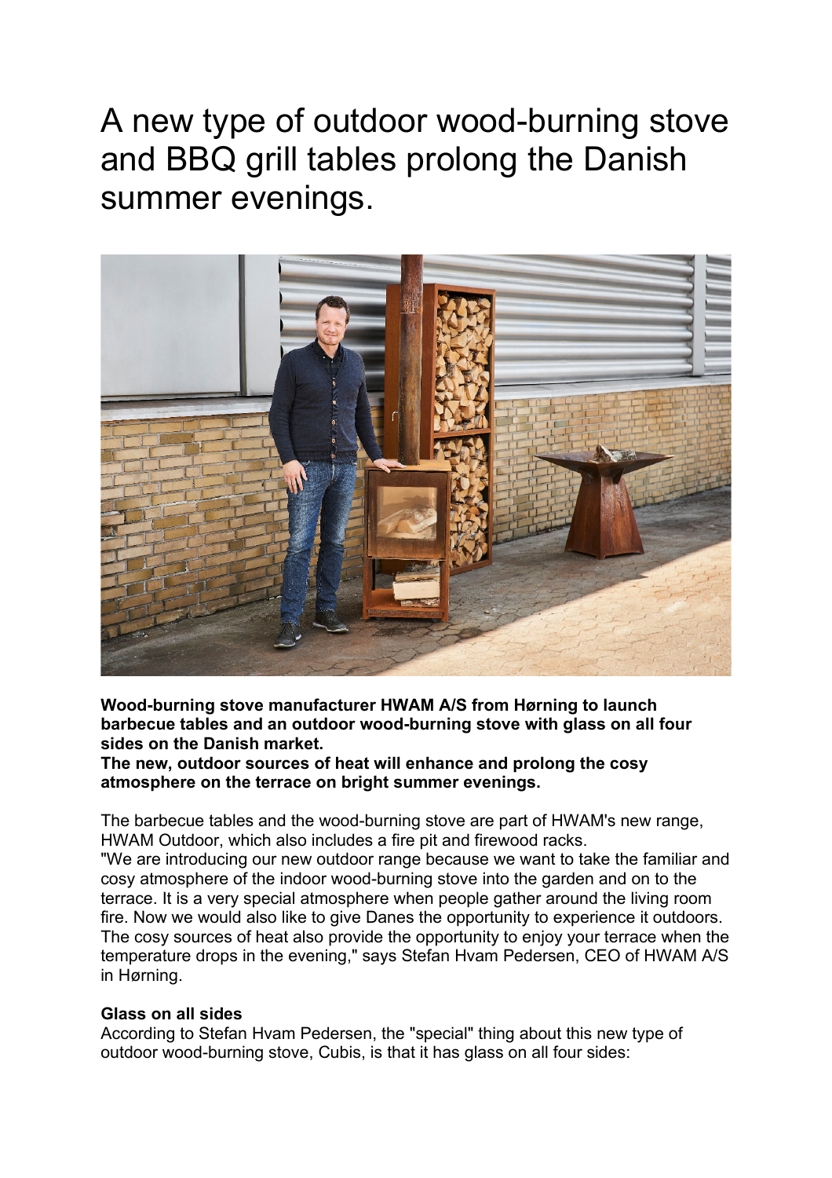# A new type of outdoor wood-burning stove and BBQ grill tables prolong the Danish summer evenings.

**Wood-burning stove manufacturer HWAM A/S from Hørning to launch barbecue tables and an outdoor wood-burning stove with glass on all four sides on the Danish market.**
**The new, outdoor sources of heat will enhance and prolong the cosy atmosphere on the terrace on bright summer evenings.**

The barbecue tables and the wood-burning stove are part of HWAM's new range, HWAM Outdoor, which also includes a fire pit and firewood racks.
"We are introducing our new outdoor range because we want to take the familiar and cosy atmosphere of the indoor wood-burning stove into the garden and on to the terrace. It is a very special atmosphere when people gather around the living room fire. Now we would also like to give Danes the opportunity to experience it outdoors. The cosy sources of heat also provide the opportunity to enjoy your terrace when the temperature drops in the evening," says Stefan Hvam Pedersen, CEO of HWAM A/S in Hørning.

**Glass on all sides**
According to Stefan Hvam Pedersen, the "special" thing about this new type of outdoor wood-burning stove, Cubis, is that it has glass on all four sides: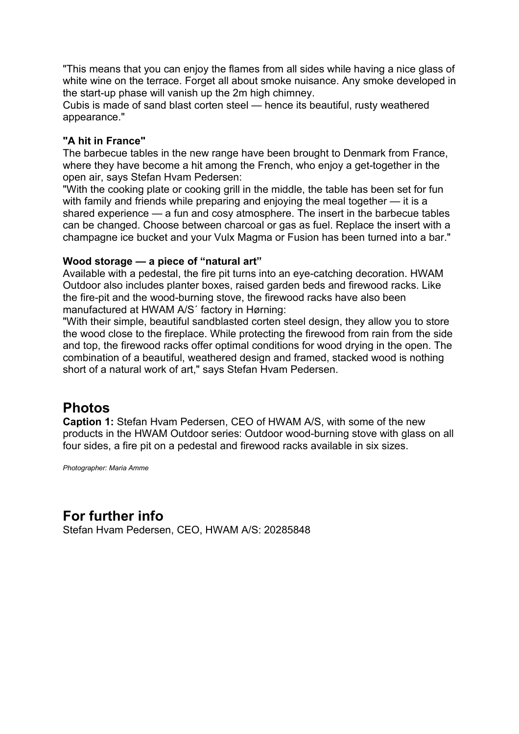"This means that you can enjoy the flames from all sides while having a nice glass of white wine on the terrace. Forget all about smoke nuisance. Any smoke developed in the start-up phase will vanish up the 2m high chimney.
Cubis is made of sand blast corten steel — hence its beautiful, rusty weathered appearance."

**"A hit in France"**
The barbecue tables in the new range have been brought to Denmark from France, where they have become a hit among the French, who enjoy a get-together in the open air, says Stefan Hvam Pedersen:
"With the cooking plate or cooking grill in the middle, the table has been set for fun with family and friends while preparing and enjoying the meal together — it is a shared experience — a fun and cosy atmosphere. The insert in the barbecue tables can be changed. Choose between charcoal or gas as fuel. Replace the insert with a champagne ice bucket and your Vulx Magma or Fusion has been turned into a bar."

**Wood storage — a piece of "natural art"**
Available with a pedestal, the fire pit turns into an eye-catching decoration. HWAM Outdoor also includes planter boxes, raised garden beds and firewood racks. Like the fire-pit and the wood-burning stove, the firewood racks have also been manufactured at HWAM A/S´ factory in Hørning:
"With their simple, beautiful sandblasted corten steel design, they allow you to store the wood close to the fireplace. While protecting the firewood from rain from the side and top, the firewood racks offer optimal conditions for wood drying in the open. The combination of a beautiful, weathered design and framed, stacked wood is nothing short of a natural work of art," says Stefan Hvam Pedersen.

## Photos

**Caption 1:** Stefan Hvam Pedersen, CEO of HWAM A/S, with some of the new products in the HWAM Outdoor series: Outdoor wood-burning stove with glass on all four sides, a fire pit on a pedestal and firewood racks available in six sizes.

*Photographer: Maria Amme*

## For further info

Stefan Hvam Pedersen, CEO, HWAM A/S: 20285848